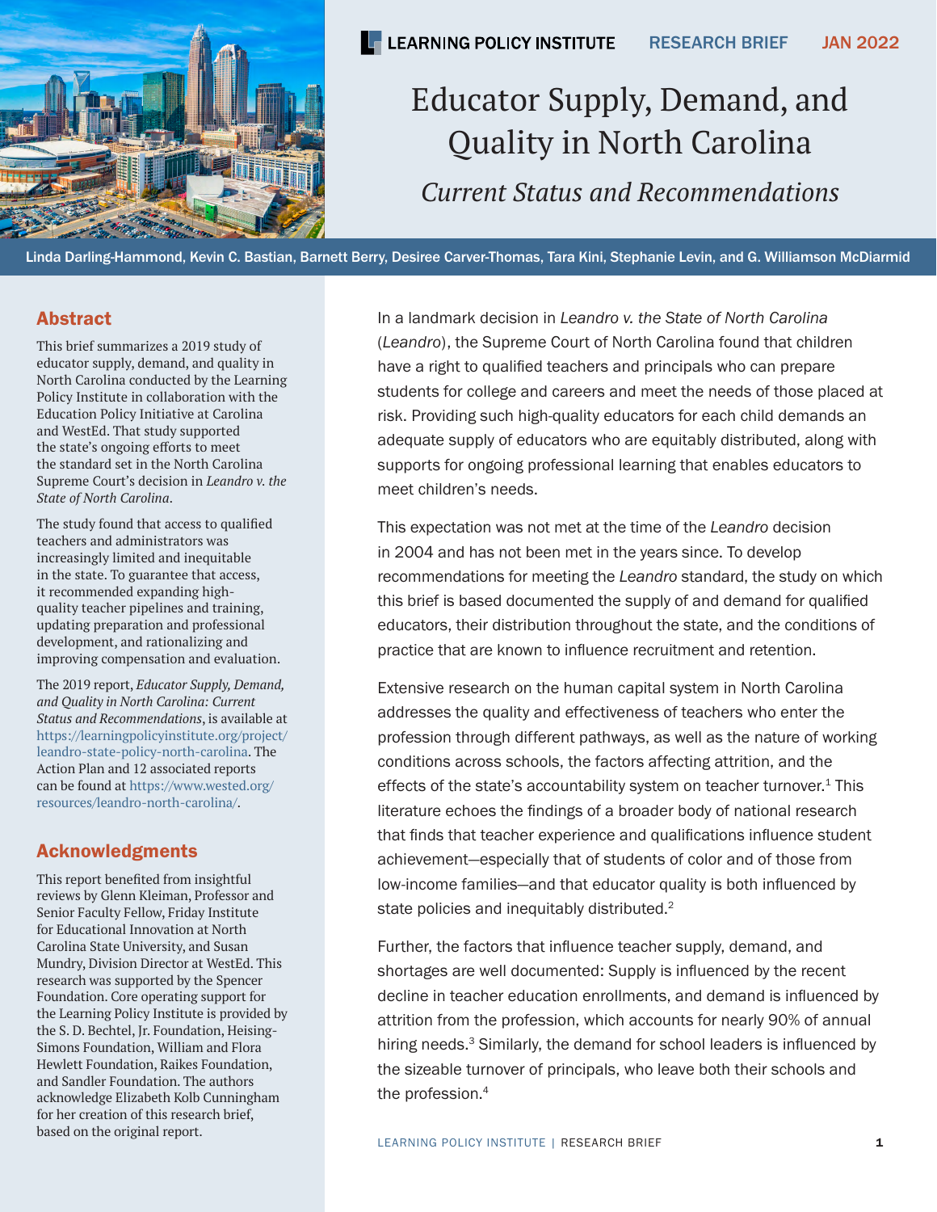LEARNING POLICY INSTITUTE | RESEARCH BRIEF | JAN 2022

# Educator Supply, Demand, and Quality in North Carolina

## *Current Status and Recommendations*

Linda Darling-Hammond, Kevin C. Bastian, Barnett Berry, Desiree Carver-Thomas, Tara Kini, Stephanie Levin, and G. Williamson McDiarmid

## Abstract

This brief summarizes a 2019 study of educator supply, demand, and quality in North Carolina conducted by the Learning Policy Institute in collaboration with the Education Policy Initiative at Carolina and WestEd. That study supported the state's ongoing efforts to meet the standard set in the North Carolina Supreme Court's decision in *Leandro v. the State of North Carolina*.

The study found that access to qualified teachers and administrators was increasingly limited and inequitable in the state. To guarantee that access, it recommended expanding high-quality teacher pipelines and training, updating preparation and professional development, and rationalizing and improving compensation and evaluation.

The 2019 report, *Educator Supply, Demand, and Quality in North Carolina: Current Status and Recommendations*, is available at https://learningpolicyinstitute.org/project/leandro-state-policy-north-carolina. The Action Plan and 12 associated reports can be found at https://www.wested.org/resources/leandro-north-carolina/.

## Acknowledgments

This report benefited from insightful reviews by Glenn Kleiman, Professor and Senior Faculty Fellow, Friday Institute for Educational Innovation at North Carolina State University, and Susan Mundry, Division Director at WestEd. This research was supported by the Spencer Foundation. Core operating support for the Learning Policy Institute is provided by the S. D. Bechtel, Jr. Foundation, Heising-Simons Foundation, William and Flora Hewlett Foundation, Raikes Foundation, and Sandler Foundation. The authors acknowledge Elizabeth Kolb Cunningham for her creation of this research brief, based on the original report.

In a landmark decision in *Leandro v. the State of North Carolina* (*Leandro*), the Supreme Court of North Carolina found that children have a right to qualified teachers and principals who can prepare students for college and careers and meet the needs of those placed at risk. Providing such high-quality educators for each child demands an adequate supply of educators who are equitably distributed, along with supports for ongoing professional learning that enables educators to meet children's needs.

This expectation was not met at the time of the *Leandro* decision in 2004 and has not been met in the years since. To develop recommendations for meeting the *Leandro* standard, the study on which this brief is based documented the supply of and demand for qualified educators, their distribution throughout the state, and the conditions of practice that are known to influence recruitment and retention.

Extensive research on the human capital system in North Carolina addresses the quality and effectiveness of teachers who enter the profession through different pathways, as well as the nature of working conditions across schools, the factors affecting attrition, and the effects of the state's accountability system on teacher turnover.[1] This literature echoes the findings of a broader body of national research that finds that teacher experience and qualifications influence student achievement—especially that of students of color and of those from low-income families—and that educator quality is both influenced by state policies and inequitably distributed.[2]

Further, the factors that influence teacher supply, demand, and shortages are well documented: Supply is influenced by the recent decline in teacher education enrollments, and demand is influenced by attrition from the profession, which accounts for nearly 90% of annual hiring needs.[3] Similarly, the demand for school leaders is influenced by the sizeable turnover of principals, who leave both their schools and the profession.[4]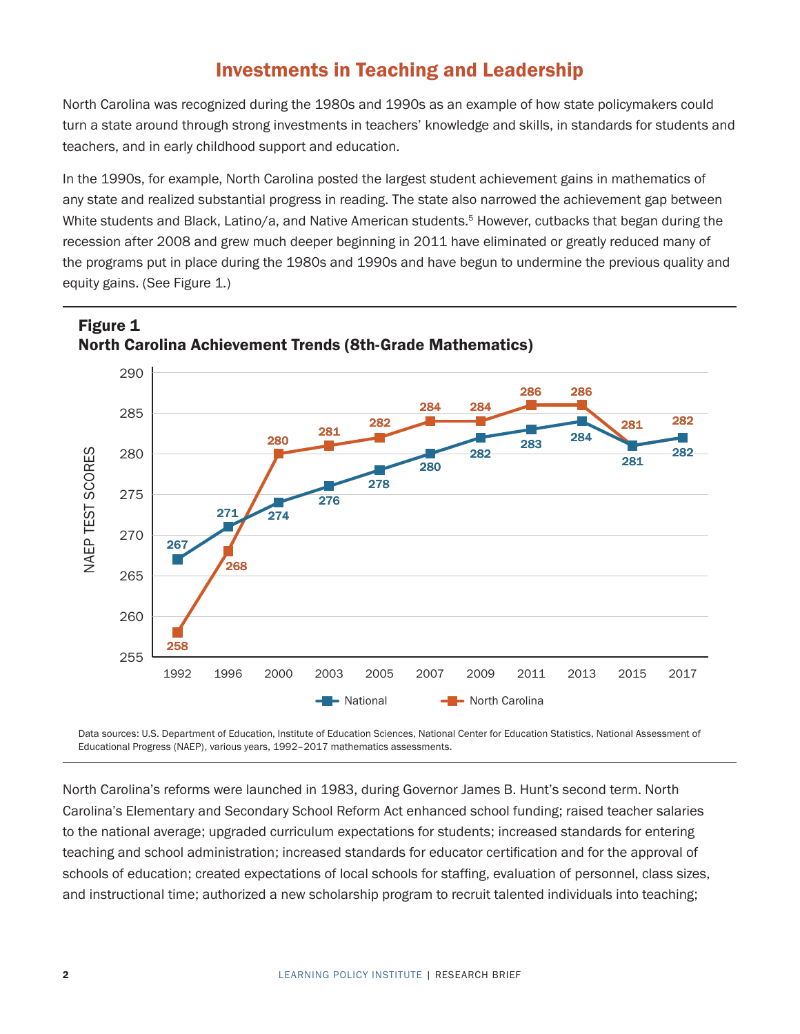## Investments in Teaching and Leadership

North Carolina was recognized during the 1980s and 1990s as an example of how state policymakers could turn a state around through strong investments in teachers' knowledge and skills, in standards for students and teachers, and in early childhood support and education.

In the 1990s, for example, North Carolina posted the largest student achievement gains in mathematics of any state and realized substantial progress in reading. The state also narrowed the achievement gap between White students and Black, Latino/a, and Native American students.[5] However, cutbacks that began during the recession after 2008 and grew much deeper beginning in 2011 have eliminated or greatly reduced many of the programs put in place during the 1980s and 1990s and have begun to undermine the previous quality and equity gains. (See Figure 1.)

**Figure 1**
**North Carolina Achievement Trends (8th-Grade Mathematics)**

NAEP TEST SCORES

| Year | National | North Carolina |
|---|---|---|
| 1992 | 267 | 258 |
| 1996 | 271 | 268 |
| 2000 | 274 | 280 |
| 2003 | 276 | 281 |
| 2005 | 278 | 282 |
| 2007 | 280 | 284 |
| 2009 | 282 | 284 |
| 2011 | 283 | 286 |
| 2013 | 284 | 286 |
| 2015 | 281 | 281 |
| 2017 | 282 | 282 |

Data sources: U.S. Department of Education, Institute of Education Sciences, National Center for Education Statistics, National Assessment of Educational Progress (NAEP), various years, 1992–2017 mathematics assessments.

North Carolina's reforms were launched in 1983, during Governor James B. Hunt's second term. North Carolina's Elementary and Secondary School Reform Act enhanced school funding; raised teacher salaries to the national average; upgraded curriculum expectations for students; increased standards for entering teaching and school administration; increased standards for educator certification and for the approval of schools of education; created expectations of local schools for staffing, evaluation of personnel, class sizes, and instructional time; authorized a new scholarship program to recruit talented individuals into teaching;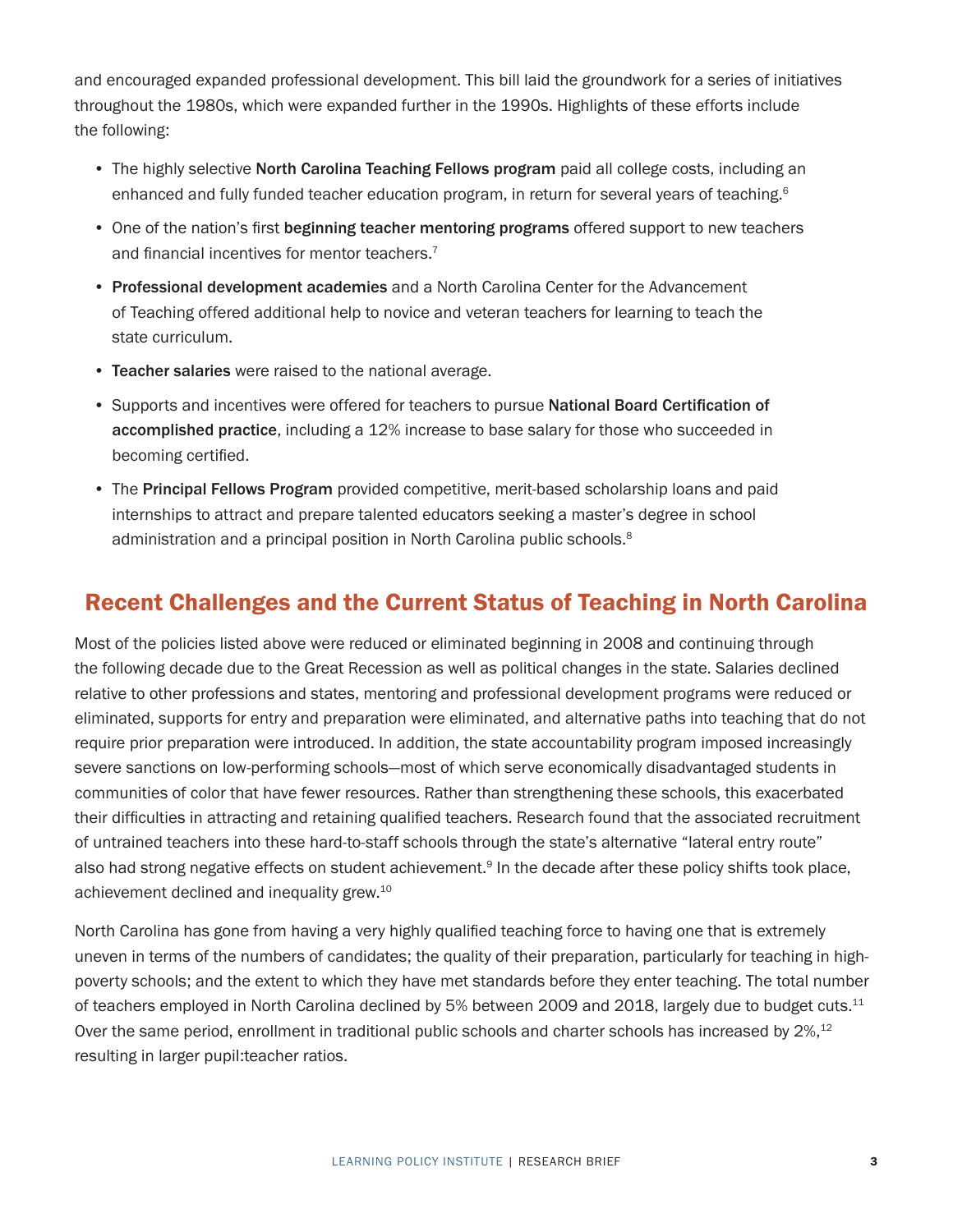and encouraged expanded professional development. This bill laid the groundwork for a series of initiatives throughout the 1980s, which were expanded further in the 1990s. Highlights of these efforts include the following:

- The highly selective **North Carolina Teaching Fellows program** paid all college costs, including an enhanced and fully funded teacher education program, in return for several years of teaching.[6]
- One of the nation's first **beginning teacher mentoring programs** offered support to new teachers and financial incentives for mentor teachers.[7]
- **Professional development academies** and a North Carolina Center for the Advancement of Teaching offered additional help to novice and veteran teachers for learning to teach the state curriculum.
- **Teacher salaries** were raised to the national average.
- Supports and incentives were offered for teachers to pursue **National Board Certification of accomplished practice**, including a 12% increase to base salary for those who succeeded in becoming certified.
- The **Principal Fellows Program** provided competitive, merit-based scholarship loans and paid internships to attract and prepare talented educators seeking a master's degree in school administration and a principal position in North Carolina public schools.[8]

## Recent Challenges and the Current Status of Teaching in North Carolina

Most of the policies listed above were reduced or eliminated beginning in 2008 and continuing through the following decade due to the Great Recession as well as political changes in the state. Salaries declined relative to other professions and states, mentoring and professional development programs were reduced or eliminated, supports for entry and preparation were eliminated, and alternative paths into teaching that do not require prior preparation were introduced. In addition, the state accountability program imposed increasingly severe sanctions on low-performing schools—most of which serve economically disadvantaged students in communities of color that have fewer resources. Rather than strengthening these schools, this exacerbated their difficulties in attracting and retaining qualified teachers. Research found that the associated recruitment of untrained teachers into these hard-to-staff schools through the state's alternative "lateral entry route" also had strong negative effects on student achievement.[9] In the decade after these policy shifts took place, achievement declined and inequality grew.[10]

North Carolina has gone from having a very highly qualified teaching force to having one that is extremely uneven in terms of the numbers of candidates; the quality of their preparation, particularly for teaching in high-poverty schools; and the extent to which they have met standards before they enter teaching. The total number of teachers employed in North Carolina declined by 5% between 2009 and 2018, largely due to budget cuts.[11] Over the same period, enrollment in traditional public schools and charter schools has increased by 2%,[12] resulting in larger pupil:teacher ratios.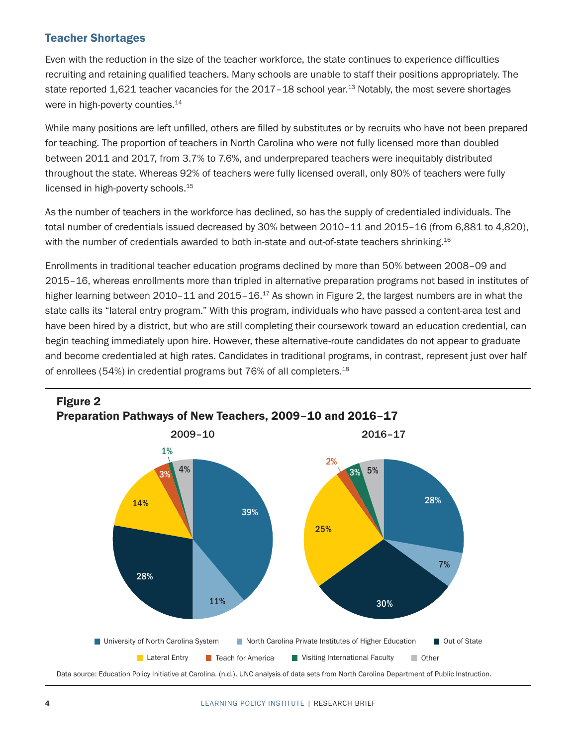## Teacher Shortages

Even with the reduction in the size of the teacher workforce, the state continues to experience difficulties recruiting and retaining qualified teachers. Many schools are unable to staff their positions appropriately. The state reported 1,621 teacher vacancies for the 2017–18 school year.[13] Notably, the most severe shortages were in high-poverty counties.[14]

While many positions are left unfilled, others are filled by substitutes or by recruits who have not been prepared for teaching. The proportion of teachers in North Carolina who were not fully licensed more than doubled between 2011 and 2017, from 3.7% to 7.6%, and underprepared teachers were inequitably distributed throughout the state. Whereas 92% of teachers were fully licensed overall, only 80% of teachers were fully licensed in high-poverty schools.[15]

As the number of teachers in the workforce has declined, so has the supply of credentialed individuals. The total number of credentials issued decreased by 30% between 2010–11 and 2015–16 (from 6,881 to 4,820), with the number of credentials awarded to both in-state and out-of-state teachers shrinking.[16]

Enrollments in traditional teacher education programs declined by more than 50% between 2008–09 and 2015–16, whereas enrollments more than tripled in alternative preparation programs not based in institutes of higher learning between 2010–11 and 2015–16.[17] As shown in Figure 2, the largest numbers are in what the state calls its "lateral entry program." With this program, individuals who have passed a content-area test and have been hired by a district, but who are still completing their coursework toward an education credential, can begin teaching immediately upon hire. However, these alternative-route candidates do not appear to graduate and become credentialed at high rates. Candidates in traditional programs, in contrast, represent just over half of enrollees (54%) in credential programs but 76% of all completers.[18]

**Figure 2**
**Preparation Pathways of New Teachers, 2009–10 and 2016–17**

| Pathway | 2009–10 | 2016–17 |
|---|---|---|
| University of North Carolina System | 39% | 28% |
| North Carolina Private Institutes of Higher Education | 11% | 7% |
| Out of State | 28% | 30% |
| Lateral Entry | 14% | 25% |
| Teach for America | 3% | 2% |
| Visiting International Faculty | 1% | 3% |
| Other | 4% | 5% |

Data source: Education Policy Initiative at Carolina. (n.d.). UNC analysis of data sets from North Carolina Department of Public Instruction.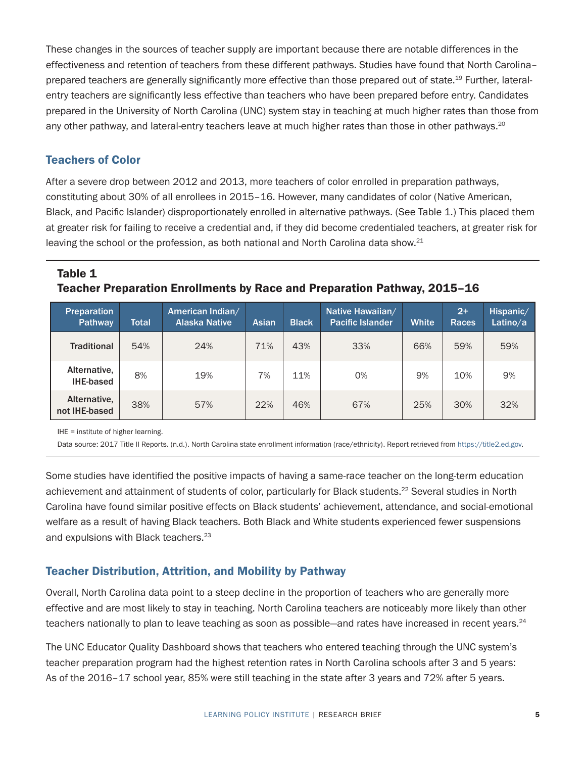These changes in the sources of teacher supply are important because there are notable differences in the effectiveness and retention of teachers from these different pathways. Studies have found that North Carolina–prepared teachers are generally significantly more effective than those prepared out of state.[19] Further, lateral-entry teachers are significantly less effective than teachers who have been prepared before entry. Candidates prepared in the University of North Carolina (UNC) system stay in teaching at much higher rates than those from any other pathway, and lateral-entry teachers leave at much higher rates than those in other pathways.[20]

## Teachers of Color

After a severe drop between 2012 and 2013, more teachers of color enrolled in preparation pathways, constituting about 30% of all enrollees in 2015–16. However, many candidates of color (Native American, Black, and Pacific Islander) disproportionately enrolled in alternative pathways. (See Table 1.) This placed them at greater risk for failing to receive a credential and, if they did become credentialed teachers, at greater risk for leaving the school or the profession, as both national and North Carolina data show.[21]

**Table 1**
**Teacher Preparation Enrollments by Race and Preparation Pathway, 2015–16**

| Preparation Pathway | Total | American Indian/ Alaska Native | Asian | Black | Native Hawaiian/ Pacific Islander | White | 2+ Races | Hispanic/ Latino/a |
|---|---|---|---|---|---|---|---|---|
| Traditional | 54% | 24% | 71% | 43% | 33% | 66% | 59% | 59% |
| Alternative, IHE-based | 8% | 19% | 7% | 11% | 0% | 9% | 10% | 9% |
| Alternative, not IHE-based | 38% | 57% | 22% | 46% | 67% | 25% | 30% | 32% |

IHE = institute of higher learning.

Data source: 2017 Title II Reports. (n.d.). North Carolina state enrollment information (race/ethnicity). Report retrieved from https://title2.ed.gov.

Some studies have identified the positive impacts of having a same-race teacher on the long-term education achievement and attainment of students of color, particularly for Black students.[22] Several studies in North Carolina have found similar positive effects on Black students' achievement, attendance, and social-emotional welfare as a result of having Black teachers. Both Black and White students experienced fewer suspensions and expulsions with Black teachers.[23]

## Teacher Distribution, Attrition, and Mobility by Pathway

Overall, North Carolina data point to a steep decline in the proportion of teachers who are generally more effective and are most likely to stay in teaching. North Carolina teachers are noticeably more likely than other teachers nationally to plan to leave teaching as soon as possible—and rates have increased in recent years.[24]

The UNC Educator Quality Dashboard shows that teachers who entered teaching through the UNC system's teacher preparation program had the highest retention rates in North Carolina schools after 3 and 5 years: As of the 2016–17 school year, 85% were still teaching in the state after 3 years and 72% after 5 years.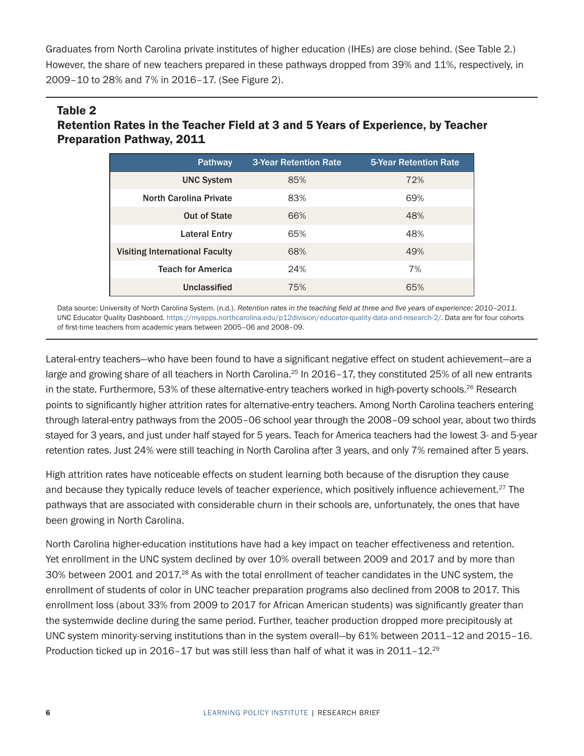Graduates from North Carolina private institutes of higher education (IHEs) are close behind. (See Table 2.) However, the share of new teachers prepared in these pathways dropped from 39% and 11%, respectively, in 2009–10 to 28% and 7% in 2016–17. (See Figure 2).

### Table 2
### Retention Rates in the Teacher Field at 3 and 5 Years of Experience, by Teacher Preparation Pathway, 2011

| Pathway | 3-Year Retention Rate | 5-Year Retention Rate |
| --- | --- | --- |
| UNC System | 85% | 72% |
| North Carolina Private | 83% | 69% |
| Out of State | 66% | 48% |
| Lateral Entry | 65% | 48% |
| Visiting International Faculty | 68% | 49% |
| Teach for America | 24% | 7% |
| Unclassified | 75% | 65% |

Data source: University of North Carolina System. (n.d.). *Retention rates in the teaching field at three and five years of experience: 2010–2011.* UNC Educator Quality Dashboard. https://myapps.northcarolina.edu/p12division/educator-quality-data-and-research-2/. Data are for four cohorts of first-time teachers from academic years between 2005–06 and 2008–09.

Lateral-entry teachers—who have been found to have a significant negative effect on student achievement—are a large and growing share of all teachers in North Carolina.[25] In 2016–17, they constituted 25% of all new entrants in the state. Furthermore, 53% of these alternative-entry teachers worked in high-poverty schools.[26] Research points to significantly higher attrition rates for alternative-entry teachers. Among North Carolina teachers entering through lateral-entry pathways from the 2005–06 school year through the 2008–09 school year, about two thirds stayed for 3 years, and just under half stayed for 5 years. Teach for America teachers had the lowest 3- and 5-year retention rates. Just 24% were still teaching in North Carolina after 3 years, and only 7% remained after 5 years.

High attrition rates have noticeable effects on student learning both because of the disruption they cause and because they typically reduce levels of teacher experience, which positively influence achievement.[27] The pathways that are associated with considerable churn in their schools are, unfortunately, the ones that have been growing in North Carolina.

North Carolina higher-education institutions have had a key impact on teacher effectiveness and retention. Yet enrollment in the UNC system declined by over 10% overall between 2009 and 2017 and by more than 30% between 2001 and 2017.[28] As with the total enrollment of teacher candidates in the UNC system, the enrollment of students of color in UNC teacher preparation programs also declined from 2008 to 2017. This enrollment loss (about 33% from 2009 to 2017 for African American students) was significantly greater than the systemwide decline during the same period. Further, teacher production dropped more precipitously at UNC system minority-serving institutions than in the system overall—by 61% between 2011–12 and 2015–16. Production ticked up in 2016–17 but was still less than half of what it was in 2011–12.[29]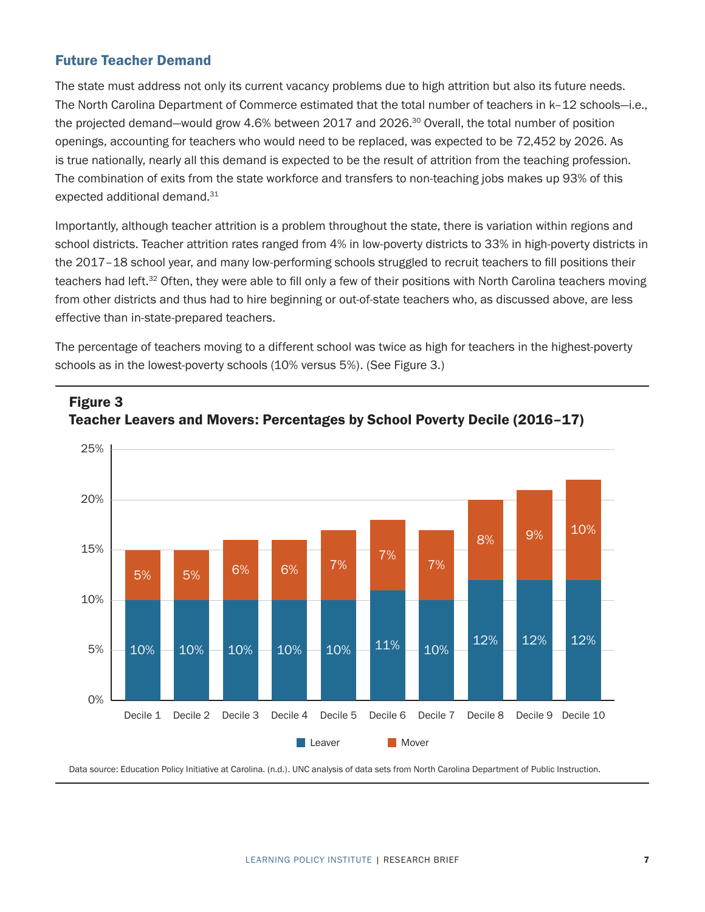## Future Teacher Demand

The state must address not only its current vacancy problems due to high attrition but also its future needs. The North Carolina Department of Commerce estimated that the total number of teachers in k–12 schools—i.e., the projected demand—would grow 4.6% between 2017 and 2026.[30] Overall, the total number of position openings, accounting for teachers who would need to be replaced, was expected to be 72,452 by 2026. As is true nationally, nearly all this demand is expected to be the result of attrition from the teaching profession. The combination of exits from the state workforce and transfers to non-teaching jobs makes up 93% of this expected additional demand.[31]

Importantly, although teacher attrition is a problem throughout the state, there is variation within regions and school districts. Teacher attrition rates ranged from 4% in low-poverty districts to 33% in high-poverty districts in the 2017–18 school year, and many low-performing schools struggled to recruit teachers to fill positions their teachers had left.[32] Often, they were able to fill only a few of their positions with North Carolina teachers moving from other districts and thus had to hire beginning or out-of-state teachers who, as discussed above, are less effective than in-state-prepared teachers.

The percentage of teachers moving to a different school was twice as high for teachers in the highest-poverty schools as in the lowest-poverty schools (10% versus 5%). (See Figure 3.)

**Figure 3**
**Teacher Leavers and Movers: Percentages by School Poverty Decile (2016–17)**

| | Decile 1 | Decile 2 | Decile 3 | Decile 4 | Decile 5 | Decile 6 | Decile 7 | Decile 8 | Decile 9 | Decile 10 |
|---|---|---|---|---|---|---|---|---|---|---|
| Leaver | 10% | 10% | 10% | 10% | 10% | 11% | 10% | 12% | 12% | 12% |
| Mover | 5% | 5% | 6% | 6% | 7% | 7% | 7% | 8% | 9% | 10% |

Data source: Education Policy Initiative at Carolina. (n.d.). UNC analysis of data sets from North Carolina Department of Public Instruction.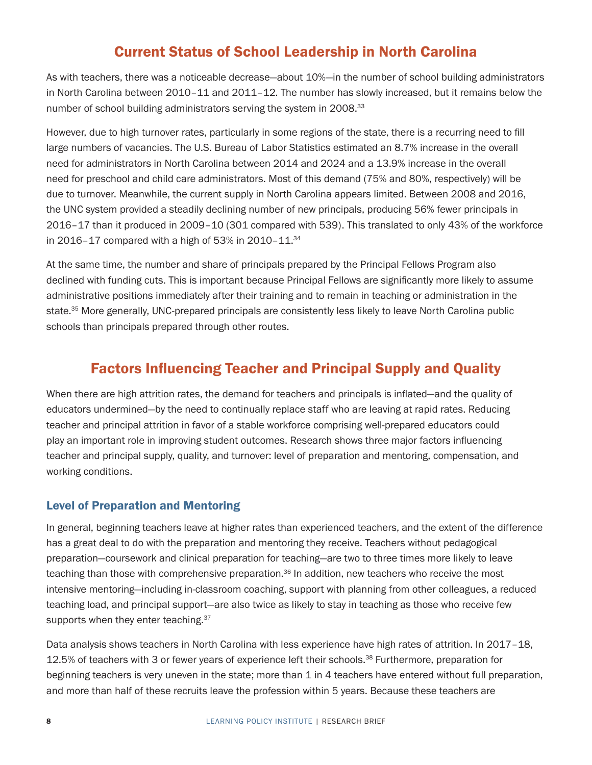## Current Status of School Leadership in North Carolina

As with teachers, there was a noticeable decrease—about 10%—in the number of school building administrators in North Carolina between 2010–11 and 2011–12. The number has slowly increased, but it remains below the number of school building administrators serving the system in 2008.[33]

However, due to high turnover rates, particularly in some regions of the state, there is a recurring need to fill large numbers of vacancies. The U.S. Bureau of Labor Statistics estimated an 8.7% increase in the overall need for administrators in North Carolina between 2014 and 2024 and a 13.9% increase in the overall need for preschool and child care administrators. Most of this demand (75% and 80%, respectively) will be due to turnover. Meanwhile, the current supply in North Carolina appears limited. Between 2008 and 2016, the UNC system provided a steadily declining number of new principals, producing 56% fewer principals in 2016–17 than it produced in 2009–10 (301 compared with 539). This translated to only 43% of the workforce in 2016–17 compared with a high of 53% in 2010–11.[34]

At the same time, the number and share of principals prepared by the Principal Fellows Program also declined with funding cuts. This is important because Principal Fellows are significantly more likely to assume administrative positions immediately after their training and to remain in teaching or administration in the state.[35] More generally, UNC-prepared principals are consistently less likely to leave North Carolina public schools than principals prepared through other routes.

## Factors Influencing Teacher and Principal Supply and Quality

When there are high attrition rates, the demand for teachers and principals is inflated—and the quality of educators undermined—by the need to continually replace staff who are leaving at rapid rates. Reducing teacher and principal attrition in favor of a stable workforce comprising well-prepared educators could play an important role in improving student outcomes. Research shows three major factors influencing teacher and principal supply, quality, and turnover: level of preparation and mentoring, compensation, and working conditions.

### Level of Preparation and Mentoring

In general, beginning teachers leave at higher rates than experienced teachers, and the extent of the difference has a great deal to do with the preparation and mentoring they receive. Teachers without pedagogical preparation—coursework and clinical preparation for teaching—are two to three times more likely to leave teaching than those with comprehensive preparation.[36] In addition, new teachers who receive the most intensive mentoring—including in-classroom coaching, support with planning from other colleagues, a reduced teaching load, and principal support—are also twice as likely to stay in teaching as those who receive few supports when they enter teaching.[37]

Data analysis shows teachers in North Carolina with less experience have high rates of attrition. In 2017–18, 12.5% of teachers with 3 or fewer years of experience left their schools.[38] Furthermore, preparation for beginning teachers is very uneven in the state; more than 1 in 4 teachers have entered without full preparation, and more than half of these recruits leave the profession within 5 years. Because these teachers are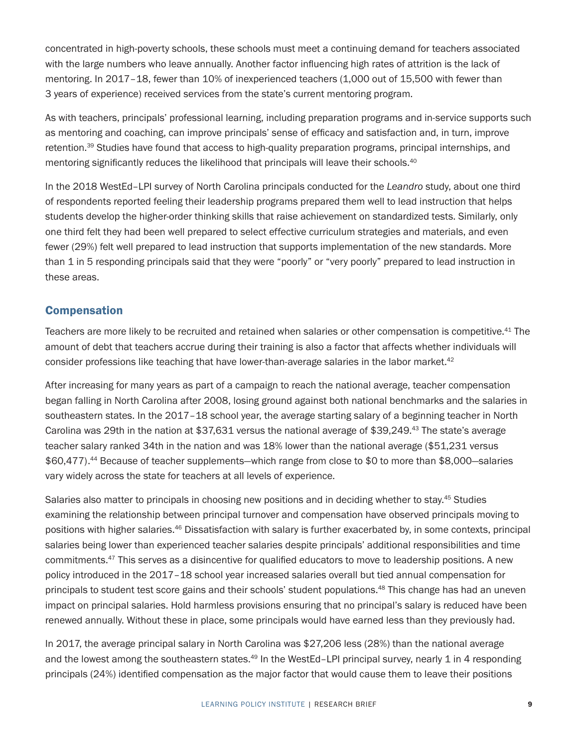concentrated in high-poverty schools, these schools must meet a continuing demand for teachers associated with the large numbers who leave annually. Another factor influencing high rates of attrition is the lack of mentoring. In 2017–18, fewer than 10% of inexperienced teachers (1,000 out of 15,500 with fewer than 3 years of experience) received services from the state's current mentoring program.

As with teachers, principals' professional learning, including preparation programs and in-service supports such as mentoring and coaching, can improve principals' sense of efficacy and satisfaction and, in turn, improve retention.[39] Studies have found that access to high-quality preparation programs, principal internships, and mentoring significantly reduces the likelihood that principals will leave their schools.[40]

In the 2018 WestEd–LPI survey of North Carolina principals conducted for the *Leandro* study, about one third of respondents reported feeling their leadership programs prepared them well to lead instruction that helps students develop the higher-order thinking skills that raise achievement on standardized tests. Similarly, only one third felt they had been well prepared to select effective curriculum strategies and materials, and even fewer (29%) felt well prepared to lead instruction that supports implementation of the new standards. More than 1 in 5 responding principals said that they were "poorly" or "very poorly" prepared to lead instruction in these areas.

## Compensation

Teachers are more likely to be recruited and retained when salaries or other compensation is competitive.[41] The amount of debt that teachers accrue during their training is also a factor that affects whether individuals will consider professions like teaching that have lower-than-average salaries in the labor market.[42]

After increasing for many years as part of a campaign to reach the national average, teacher compensation began falling in North Carolina after 2008, losing ground against both national benchmarks and the salaries in southeastern states. In the 2017–18 school year, the average starting salary of a beginning teacher in North Carolina was 29th in the nation at $37,631 versus the national average of $39,249.[43] The state's average teacher salary ranked 34th in the nation and was 18% lower than the national average ($51,231 versus $60,477).[44] Because of teacher supplements—which range from close to $0 to more than $8,000—salaries vary widely across the state for teachers at all levels of experience.

Salaries also matter to principals in choosing new positions and in deciding whether to stay.[45] Studies examining the relationship between principal turnover and compensation have observed principals moving to positions with higher salaries.[46] Dissatisfaction with salary is further exacerbated by, in some contexts, principal salaries being lower than experienced teacher salaries despite principals' additional responsibilities and time commitments.[47] This serves as a disincentive for qualified educators to move to leadership positions. A new policy introduced in the 2017–18 school year increased salaries overall but tied annual compensation for principals to student test score gains and their schools' student populations.[48] This change has had an uneven impact on principal salaries. Hold harmless provisions ensuring that no principal's salary is reduced have been renewed annually. Without these in place, some principals would have earned less than they previously had.

In 2017, the average principal salary in North Carolina was $27,206 less (28%) than the national average and the lowest among the southeastern states.[49] In the WestEd–LPI principal survey, nearly 1 in 4 responding principals (24%) identified compensation as the major factor that would cause them to leave their positions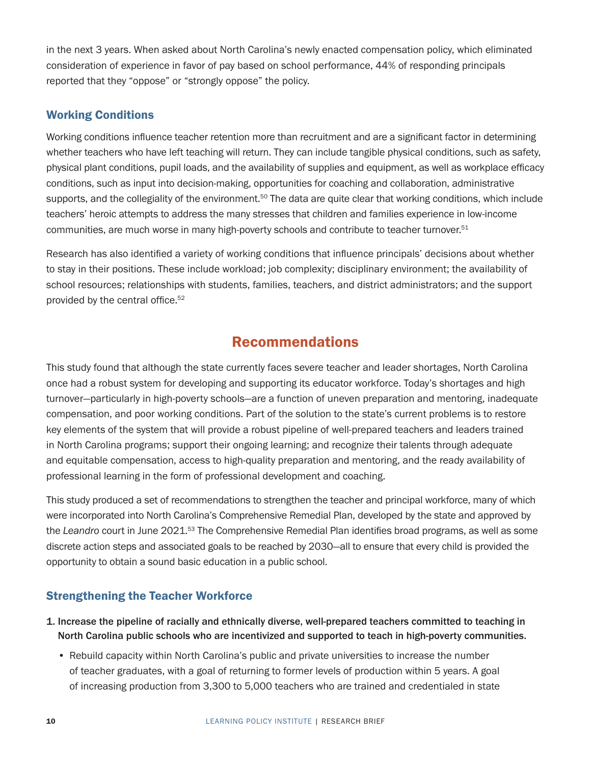in the next 3 years. When asked about North Carolina's newly enacted compensation policy, which eliminated consideration of experience in favor of pay based on school performance, 44% of responding principals reported that they "oppose" or "strongly oppose" the policy.

### Working Conditions

Working conditions influence teacher retention more than recruitment and are a significant factor in determining whether teachers who have left teaching will return. They can include tangible physical conditions, such as safety, physical plant conditions, pupil loads, and the availability of supplies and equipment, as well as workplace efficacy conditions, such as input into decision-making, opportunities for coaching and collaboration, administrative supports, and the collegiality of the environment.[50] The data are quite clear that working conditions, which include teachers' heroic attempts to address the many stresses that children and families experience in low-income communities, are much worse in many high-poverty schools and contribute to teacher turnover.[51]

Research has also identified a variety of working conditions that influence principals' decisions about whether to stay in their positions. These include workload; job complexity; disciplinary environment; the availability of school resources; relationships with students, families, teachers, and district administrators; and the support provided by the central office.[52]

## Recommendations

This study found that although the state currently faces severe teacher and leader shortages, North Carolina once had a robust system for developing and supporting its educator workforce. Today's shortages and high turnover—particularly in high-poverty schools—are a function of uneven preparation and mentoring, inadequate compensation, and poor working conditions. Part of the solution to the state's current problems is to restore key elements of the system that will provide a robust pipeline of well-prepared teachers and leaders trained in North Carolina programs; support their ongoing learning; and recognize their talents through adequate and equitable compensation, access to high-quality preparation and mentoring, and the ready availability of professional learning in the form of professional development and coaching.

This study produced a set of recommendations to strengthen the teacher and principal workforce, many of which were incorporated into North Carolina's Comprehensive Remedial Plan, developed by the state and approved by the *Leandro* court in June 2021.[53] The Comprehensive Remedial Plan identifies broad programs, as well as some discrete action steps and associated goals to be reached by 2030—all to ensure that every child is provided the opportunity to obtain a sound basic education in a public school.

### Strengthening the Teacher Workforce

1. **Increase the pipeline of racially and ethnically diverse, well-prepared teachers committed to teaching in North Carolina public schools who are incentivized and supported to teach in high-poverty communities.**
   - Rebuild capacity within North Carolina's public and private universities to increase the number of teacher graduates, with a goal of returning to former levels of production within 5 years. A goal of increasing production from 3,300 to 5,000 teachers who are trained and credentialed in state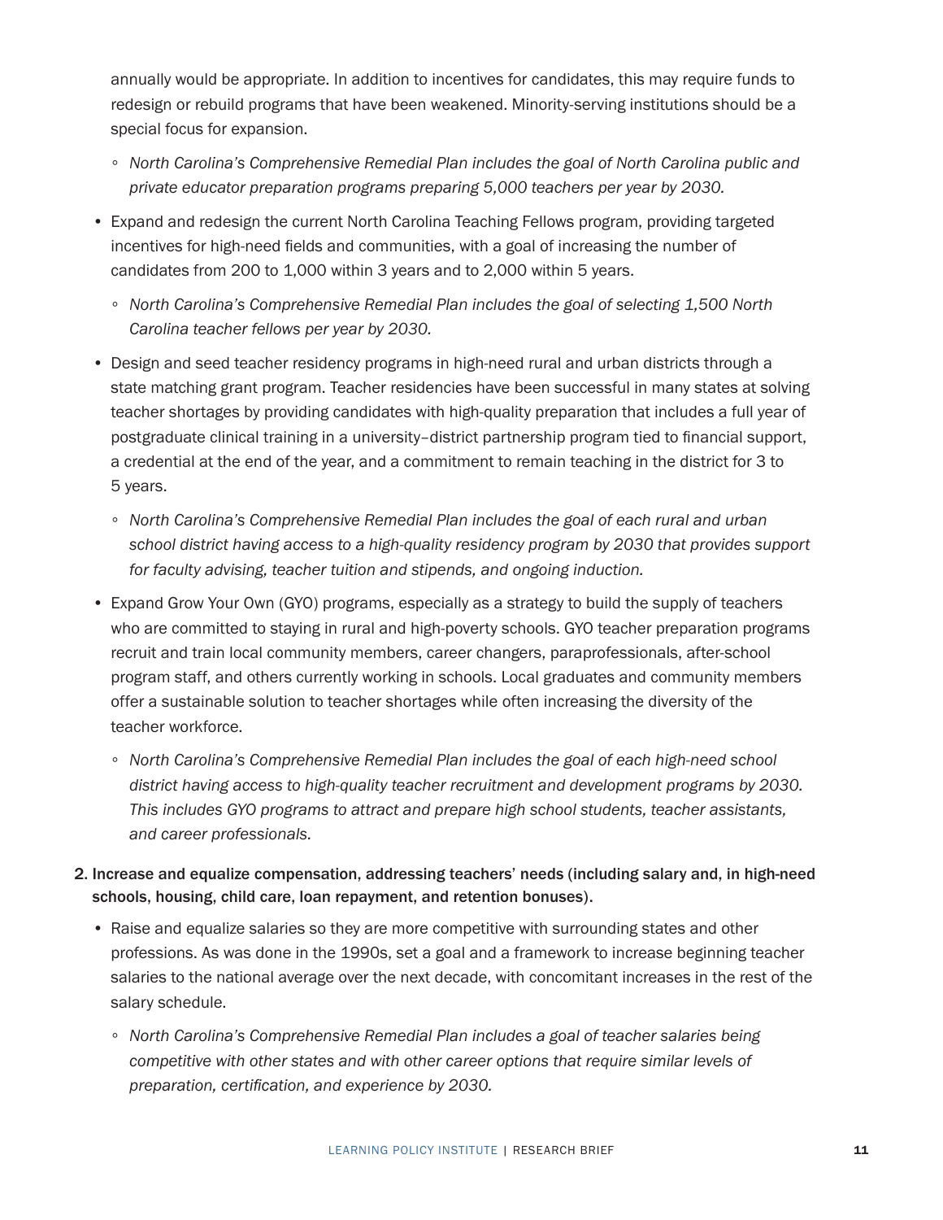annually would be appropriate. In addition to incentives for candidates, this may require funds to redesign or rebuild programs that have been weakened. Minority-serving institutions should be a special focus for expansion.

  - *North Carolina's Comprehensive Remedial Plan includes the goal of North Carolina public and private educator preparation programs preparing 5,000 teachers per year by 2030.*

- Expand and redesign the current North Carolina Teaching Fellows program, providing targeted incentives for high-need fields and communities, with a goal of increasing the number of candidates from 200 to 1,000 within 3 years and to 2,000 within 5 years.

  - *North Carolina's Comprehensive Remedial Plan includes the goal of selecting 1,500 North Carolina teacher fellows per year by 2030.*

- Design and seed teacher residency programs in high-need rural and urban districts through a state matching grant program. Teacher residencies have been successful in many states at solving teacher shortages by providing candidates with high-quality preparation that includes a full year of postgraduate clinical training in a university–district partnership program tied to financial support, a credential at the end of the year, and a commitment to remain teaching in the district for 3 to 5 years.

  - *North Carolina's Comprehensive Remedial Plan includes the goal of each rural and urban school district having access to a high-quality residency program by 2030 that provides support for faculty advising, teacher tuition and stipends, and ongoing induction.*

- Expand Grow Your Own (GYO) programs, especially as a strategy to build the supply of teachers who are committed to staying in rural and high-poverty schools. GYO teacher preparation programs recruit and train local community members, career changers, paraprofessionals, after-school program staff, and others currently working in schools. Local graduates and community members offer a sustainable solution to teacher shortages while often increasing the diversity of the teacher workforce.

  - *North Carolina's Comprehensive Remedial Plan includes the goal of each high-need school district having access to high-quality teacher recruitment and development programs by 2030. This includes GYO programs to attract and prepare high school students, teacher assistants, and career professionals.*

2. Increase and equalize compensation, addressing teachers' needs (including salary and, in high-need schools, housing, child care, loan repayment, and retention bonuses).

   - Raise and equalize salaries so they are more competitive with surrounding states and other professions. As was done in the 1990s, set a goal and a framework to increase beginning teacher salaries to the national average over the next decade, with concomitant increases in the rest of the salary schedule.

     - *North Carolina's Comprehensive Remedial Plan includes a goal of teacher salaries being competitive with other states and with other career options that require similar levels of preparation, certification, and experience by 2030.*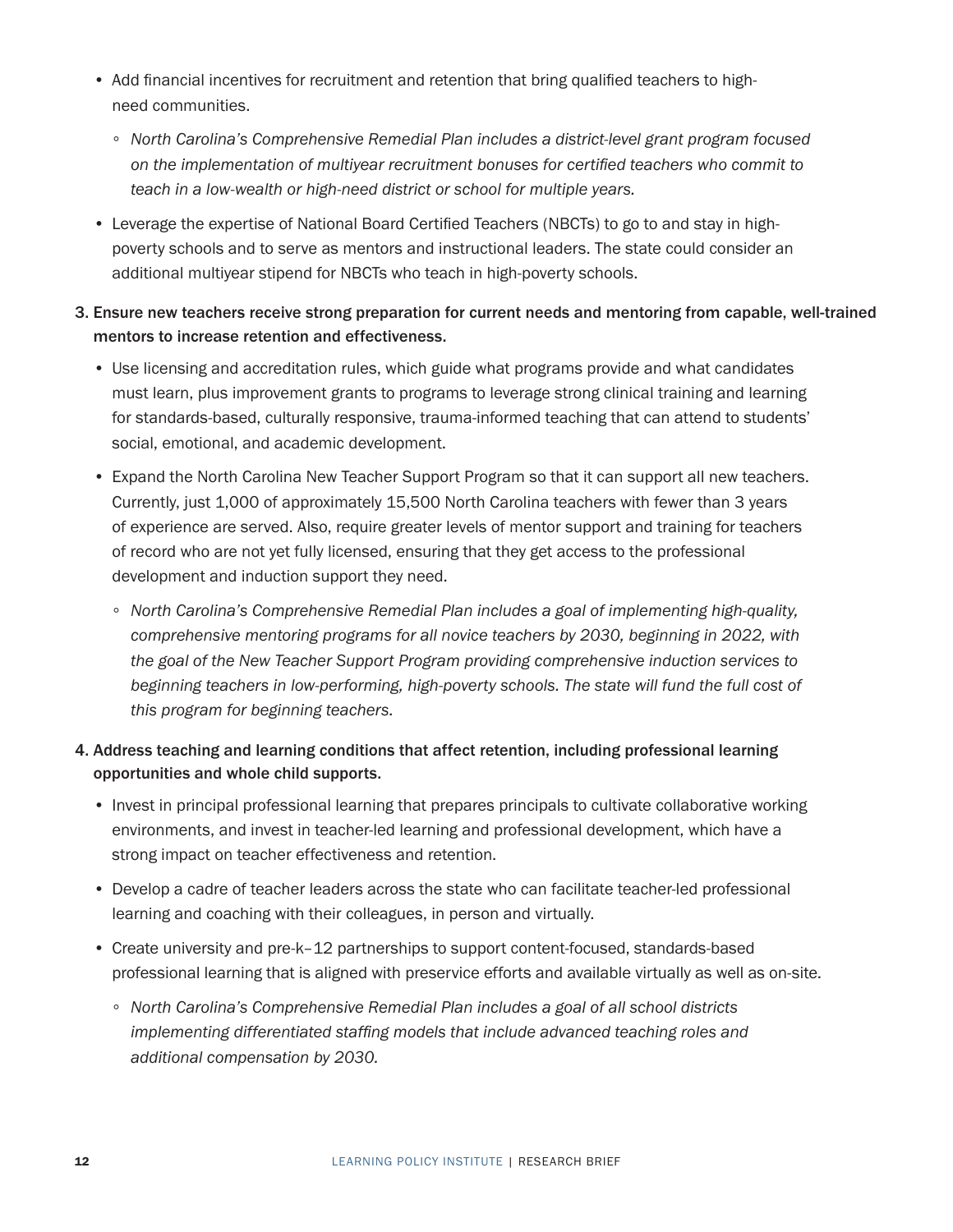- Add financial incentives for recruitment and retention that bring qualified teachers to high-need communities.
  - *North Carolina's Comprehensive Remedial Plan includes a district-level grant program focused on the implementation of multiyear recruitment bonuses for certified teachers who commit to teach in a low-wealth or high-need district or school for multiple years.*
- Leverage the expertise of National Board Certified Teachers (NBCTs) to go to and stay in high-poverty schools and to serve as mentors and instructional leaders. The state could consider an additional multiyear stipend for NBCTs who teach in high-poverty schools.

3. Ensure new teachers receive strong preparation for current needs and mentoring from capable, well-trained mentors to increase retention and effectiveness.
   - Use licensing and accreditation rules, which guide what programs provide and what candidates must learn, plus improvement grants to programs to leverage strong clinical training and learning for standards-based, culturally responsive, trauma-informed teaching that can attend to students' social, emotional, and academic development.
   - Expand the North Carolina New Teacher Support Program so that it can support all new teachers. Currently, just 1,000 of approximately 15,500 North Carolina teachers with fewer than 3 years of experience are served. Also, require greater levels of mentor support and training for teachers of record who are not yet fully licensed, ensuring that they get access to the professional development and induction support they need.
     - *North Carolina's Comprehensive Remedial Plan includes a goal of implementing high-quality, comprehensive mentoring programs for all novice teachers by 2030, beginning in 2022, with the goal of the New Teacher Support Program providing comprehensive induction services to beginning teachers in low-performing, high-poverty schools. The state will fund the full cost of this program for beginning teachers.*

4. Address teaching and learning conditions that affect retention, including professional learning opportunities and whole child supports.
   - Invest in principal professional learning that prepares principals to cultivate collaborative working environments, and invest in teacher-led learning and professional development, which have a strong impact on teacher effectiveness and retention.
   - Develop a cadre of teacher leaders across the state who can facilitate teacher-led professional learning and coaching with their colleagues, in person and virtually.
   - Create university and pre-k–12 partnerships to support content-focused, standards-based professional learning that is aligned with preservice efforts and available virtually as well as on-site.
     - *North Carolina's Comprehensive Remedial Plan includes a goal of all school districts implementing differentiated staffing models that include advanced teaching roles and additional compensation by 2030.*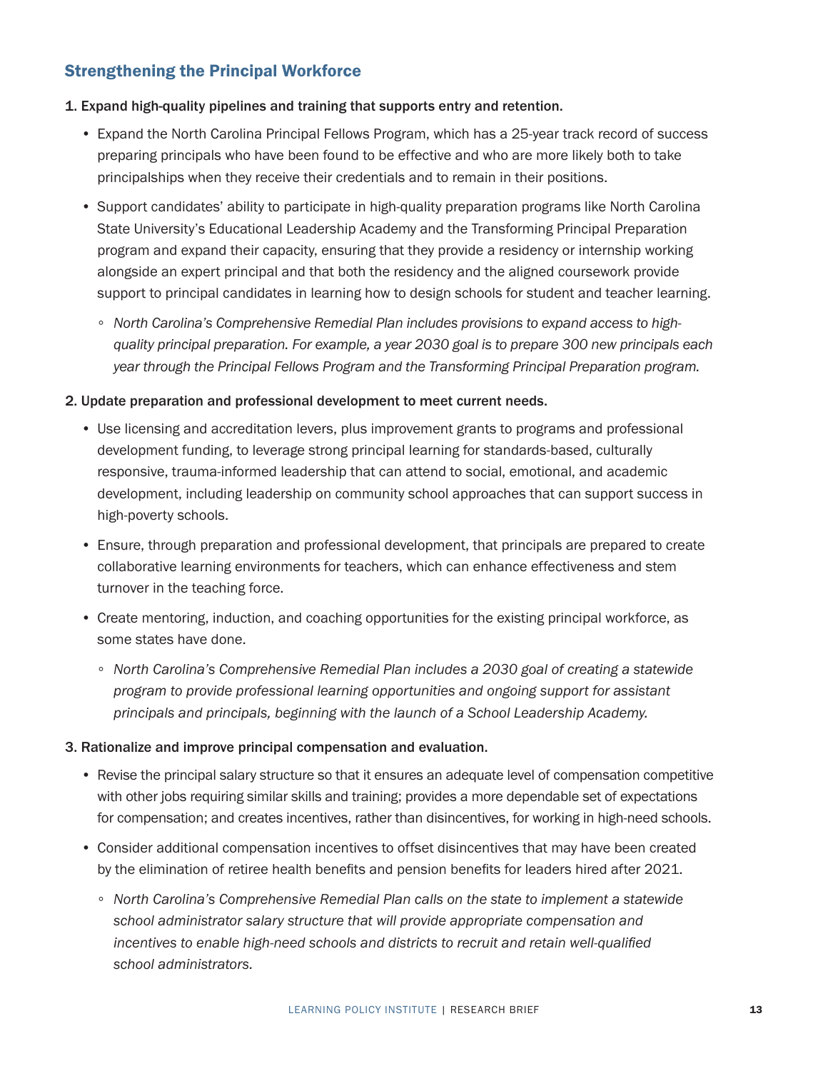## Strengthening the Principal Workforce

**1. Expand high-quality pipelines and training that supports entry and retention.**

- Expand the North Carolina Principal Fellows Program, which has a 25-year track record of success preparing principals who have been found to be effective and who are more likely both to take principalships when they receive their credentials and to remain in their positions.
- Support candidates' ability to participate in high-quality preparation programs like North Carolina State University's Educational Leadership Academy and the Transforming Principal Preparation program and expand their capacity, ensuring that they provide a residency or internship working alongside an expert principal and that both the residency and the aligned coursework provide support to principal candidates in learning how to design schools for student and teacher learning.
  - *North Carolina's Comprehensive Remedial Plan includes provisions to expand access to high-quality principal preparation. For example, a year 2030 goal is to prepare 300 new principals each year through the Principal Fellows Program and the Transforming Principal Preparation program.*

**2. Update preparation and professional development to meet current needs.**

- Use licensing and accreditation levers, plus improvement grants to programs and professional development funding, to leverage strong principal learning for standards-based, culturally responsive, trauma-informed leadership that can attend to social, emotional, and academic development, including leadership on community school approaches that can support success in high-poverty schools.
- Ensure, through preparation and professional development, that principals are prepared to create collaborative learning environments for teachers, which can enhance effectiveness and stem turnover in the teaching force.
- Create mentoring, induction, and coaching opportunities for the existing principal workforce, as some states have done.
  - *North Carolina's Comprehensive Remedial Plan includes a 2030 goal of creating a statewide program to provide professional learning opportunities and ongoing support for assistant principals and principals, beginning with the launch of a School Leadership Academy.*

**3. Rationalize and improve principal compensation and evaluation.**

- Revise the principal salary structure so that it ensures an adequate level of compensation competitive with other jobs requiring similar skills and training; provides a more dependable set of expectations for compensation; and creates incentives, rather than disincentives, for working in high-need schools.
- Consider additional compensation incentives to offset disincentives that may have been created by the elimination of retiree health benefits and pension benefits for leaders hired after 2021.
  - *North Carolina's Comprehensive Remedial Plan calls on the state to implement a statewide school administrator salary structure that will provide appropriate compensation and incentives to enable high-need schools and districts to recruit and retain well-qualified school administrators.*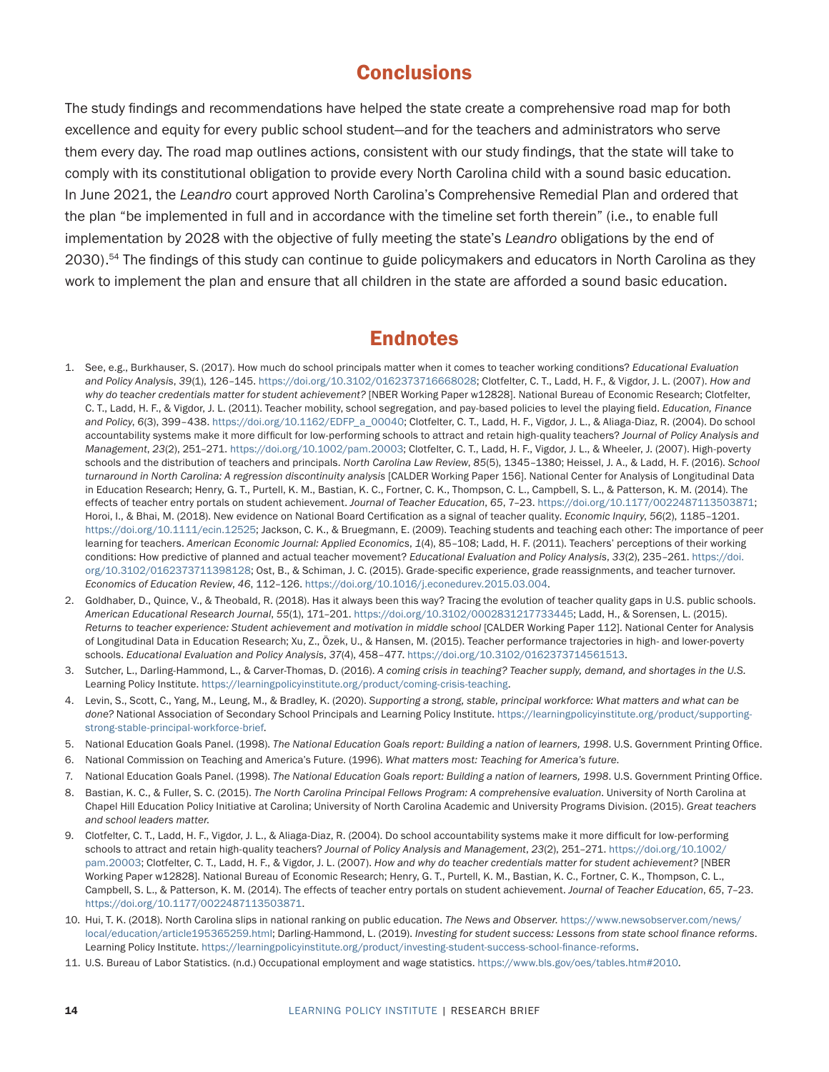## Conclusions

The study findings and recommendations have helped the state create a comprehensive road map for both excellence and equity for every public school student—and for the teachers and administrators who serve them every day. The road map outlines actions, consistent with our study findings, that the state will take to comply with its constitutional obligation to provide every North Carolina child with a sound basic education. In June 2021, the *Leandro* court approved North Carolina's Comprehensive Remedial Plan and ordered that the plan "be implemented in full and in accordance with the timeline set forth therein" (i.e., to enable full implementation by 2028 with the objective of fully meeting the state's *Leandro* obligations by the end of 2030).[54] The findings of this study can continue to guide policymakers and educators in North Carolina as they work to implement the plan and ensure that all children in the state are afforded a sound basic education.

## Endnotes

1. See, e.g., Burkhauser, S. (2017). How much do school principals matter when it comes to teacher working conditions? *Educational Evaluation and Policy Analysis*, *39*(1), 126–145. https://doi.org/10.3102/0162373716668028; Clotfelter, C. T., Ladd, H. F., & Vigdor, J. L. (2007). *How and why do teacher credentials matter for student achievement?* [NBER Working Paper w12828]. National Bureau of Economic Research; Clotfelter, C. T., Ladd, H. F., & Vigdor, J. L. (2011). Teacher mobility, school segregation, and pay-based policies to level the playing field. *Education, Finance and Policy*, *6*(3), 399–438. https://doi.org/10.1162/EDFP_a_00040; Clotfelter, C. T., Ladd, H. F., Vigdor, J. L., & Aliaga-Diaz, R. (2004). Do school accountability systems make it more difficult for low-performing schools to attract and retain high-quality teachers? *Journal of Policy Analysis and Management*, *23*(2), 251–271. https://doi.org/10.1002/pam.20003; Clotfelter, C. T., Ladd, H. F., Vigdor, J. L., & Wheeler, J. (2007). High-poverty schools and the distribution of teachers and principals. *North Carolina Law Review*, *85*(5), 1345–1380; Heissel, J. A., & Ladd, H. F. (2016). *School turnaround in North Carolina: A regression discontinuity analysis* [CALDER Working Paper 156]. National Center for Analysis of Longitudinal Data in Education Research; Henry, G. T., Purtell, K. M., Bastian, K. C., Fortner, C. K., Thompson, C. L., Campbell, S. L., & Patterson, K. M. (2014). The effects of teacher entry portals on student achievement. *Journal of Teacher Education*, *65*, 7–23. https://doi.org/10.1177/0022487113503871; Horoi, I., & Bhai, M. (2018). New evidence on National Board Certification as a signal of teacher quality. *Economic Inquiry*, *56*(2), 1185–1201. https://doi.org/10.1111/ecin.12525; Jackson, C. K., & Bruegmann, E. (2009). Teaching students and teaching each other: The importance of peer learning for teachers. *American Economic Journal: Applied Economics*, *1*(4), 85–108; Ladd, H. F. (2011). Teachers' perceptions of their working conditions: How predictive of planned and actual teacher movement? *Educational Evaluation and Policy Analysis*, *33*(2), 235–261. https://doi.org/10.3102/0162373711398128; Ost, B., & Schiman, J. C. (2015). Grade-specific experience, grade reassignments, and teacher turnover. *Economics of Education Review*, *46*, 112–126. https://doi.org/10.1016/j.econedurev.2015.03.004.
2. Goldhaber, D., Quince, V., & Theobald, R. (2018). Has it always been this way? Tracing the evolution of teacher quality gaps in U.S. public schools. *American Educational Research Journal*, *55*(1), 171–201. https://doi.org/10.3102/0002831217733445; Ladd, H., & Sorensen, L. (2015). *Returns to teacher experience: Student achievement and motivation in middle school* [CALDER Working Paper 112]. National Center for Analysis of Longitudinal Data in Education Research; Xu, Z., Özek, U., & Hansen, M. (2015). Teacher performance trajectories in high- and lower-poverty schools. *Educational Evaluation and Policy Analysis*, *37*(4), 458–477. https://doi.org/10.3102/0162373714561513.
3. Sutcher, L., Darling-Hammond, L., & Carver-Thomas, D. (2016). *A coming crisis in teaching? Teacher supply, demand, and shortages in the U.S.* Learning Policy Institute. https://learningpolicyinstitute.org/product/coming-crisis-teaching.
4. Levin, S., Scott, C., Yang, M., Leung, M., & Bradley, K. (2020). *Supporting a strong, stable, principal workforce: What matters and what can be done?* National Association of Secondary School Principals and Learning Policy Institute. https://learningpolicyinstitute.org/product/supporting-strong-stable-principal-workforce-brief.
5. National Education Goals Panel. (1998). *The National Education Goals report: Building a nation of learners, 1998*. U.S. Government Printing Office.
6. National Commission on Teaching and America's Future. (1996). *What matters most: Teaching for America's future*.
7. National Education Goals Panel. (1998). *The National Education Goals report: Building a nation of learners, 1998*. U.S. Government Printing Office.
8. Bastian, K. C., & Fuller, S. C. (2015). *The North Carolina Principal Fellows Program: A comprehensive evaluation*. University of North Carolina at Chapel Hill Education Policy Initiative at Carolina; University of North Carolina Academic and University Programs Division. (2015). *Great teachers and school leaders matter.*
9. Clotfelter, C. T., Ladd, H. F., Vigdor, J. L., & Aliaga-Diaz, R. (2004). Do school accountability systems make it more difficult for low-performing schools to attract and retain high-quality teachers? *Journal of Policy Analysis and Management*, *23*(2), 251–271. https://doi.org/10.1002/pam.20003; Clotfelter, C. T., Ladd, H. F., & Vigdor, J. L. (2007). *How and why do teacher credentials matter for student achievement?* [NBER Working Paper w12828]. National Bureau of Economic Research; Henry, G. T., Purtell, K. M., Bastian, K. C., Fortner, C. K., Thompson, C. L., Campbell, S. L., & Patterson, K. M. (2014). The effects of teacher entry portals on student achievement. *Journal of Teacher Education*, *65*, 7–23. https://doi.org/10.1177/0022487113503871.
10. Hui, T. K. (2018). North Carolina slips in national ranking on public education. *The News and Observer*. https://www.newsobserver.com/news/local/education/article195365259.html; Darling-Hammond, L. (2019). *Investing for student success: Lessons from state school finance reforms*. Learning Policy Institute. https://learningpolicyinstitute.org/product/investing-student-success-school-finance-reforms.
11. U.S. Bureau of Labor Statistics. (n.d.) Occupational employment and wage statistics. https://www.bls.gov/oes/tables.htm#2010.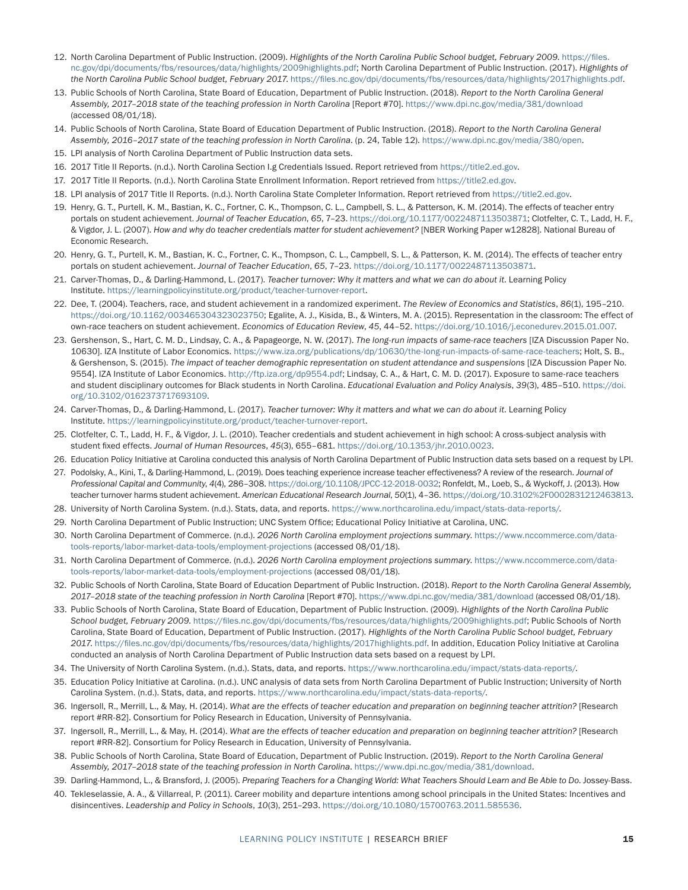12. North Carolina Department of Public Instruction. (2009). *Highlights of the North Carolina Public School budget, February 2009*. https://files.nc.gov/dpi/documents/fbs/resources/data/highlights/2009highlights.pdf; North Carolina Department of Public Instruction. (2017). *Highlights of the North Carolina Public School budget, February 2017*. https://files.nc.gov/dpi/documents/fbs/resources/data/highlights/2017highlights.pdf.
13. Public Schools of North Carolina, State Board of Education, Department of Public Instruction. (2018). *Report to the North Carolina General Assembly, 2017–2018 state of the teaching profession in North Carolina* [Report #70]. https://www.dpi.nc.gov/media/381/download (accessed 08/01/18).
14. Public Schools of North Carolina, State Board of Education Department of Public Instruction. (2018). *Report to the North Carolina General Assembly, 2016–2017 state of the teaching profession in North Carolina*. (p. 24, Table 12). https://www.dpi.nc.gov/media/380/open.
15. LPI analysis of North Carolina Department of Public Instruction data sets.
16. 2017 Title II Reports. (n.d.). North Carolina Section I.g Credentials Issued. Report retrieved from https://title2.ed.gov.
17. 2017 Title II Reports. (n.d.). North Carolina State Enrollment Information. Report retrieved from https://title2.ed.gov.
18. LPI analysis of 2017 Title II Reports. (n.d.). North Carolina State Completer Information. Report retrieved from https://title2.ed.gov.
19. Henry, G. T., Purtell, K. M., Bastian, K. C., Fortner, C. K., Thompson, C. L., Campbell, S. L., & Patterson, K. M. (2014). The effects of teacher entry portals on student achievement. *Journal of Teacher Education*, *65*, 7–23. https://doi.org/10.1177/0022487113503871; Clotfelter, C. T., Ladd, H. F., & Vigdor, J. L. (2007). *How and why do teacher credentials matter for student achievement?* [NBER Working Paper w12828]. National Bureau of Economic Research.
20. Henry, G. T., Purtell, K. M., Bastian, K. C., Fortner, C. K., Thompson, C. L., Campbell, S. L., & Patterson, K. M. (2014). The effects of teacher entry portals on student achievement. *Journal of Teacher Education*, *65*, 7–23. https://doi.org/10.1177/0022487113503871.
21. Carver-Thomas, D., & Darling-Hammond, L. (2017). *Teacher turnover: Why it matters and what we can do about it*. Learning Policy Institute. https://learningpolicyinstitute.org/product/teacher-turnover-report.
22. Dee, T. (2004). Teachers, race, and student achievement in a randomized experiment. *The Review of Economics and Statistics*, *86*(1), 195–210. https://doi.org/10.1162/003465304323023750; Egalite, A. J., Kisida, B., & Winters, M. A. (2015). Representation in the classroom: The effect of own-race teachers on student achievement. *Economics of Education Review*, *45*, 44–52. https://doi.org/10.1016/j.econedurev.2015.01.007.
23. Gershenson, S., Hart, C. M. D., Lindsay, C. A., & Papageorge, N. W. (2017). *The long-run impacts of same-race teachers* [IZA Discussion Paper No. 10630]. IZA Institute of Labor Economics. https://www.iza.org/publications/dp/10630/the-long-run-impacts-of-same-race-teachers; Holt, S. B., & Gershenson, S. (2015). *The impact of teacher demographic representation on student attendance and suspensions* [IZA Discussion Paper No. 9554]. IZA Institute of Labor Economics. http://ftp.iza.org/dp9554.pdf; Lindsay, C. A., & Hart, C. M. D. (2017). Exposure to same-race teachers and student disciplinary outcomes for Black students in North Carolina. *Educational Evaluation and Policy Analysis*, *39*(3), 485–510. https://doi.org/10.3102/0162373717693109.
24. Carver-Thomas, D., & Darling-Hammond, L. (2017). *Teacher turnover: Why it matters and what we can do about it*. Learning Policy Institute. https://learningpolicyinstitute.org/product/teacher-turnover-report.
25. Clotfelter, C. T., Ladd, H. F., & Vigdor, J. L. (2010). Teacher credentials and student achievement in high school: A cross-subject analysis with student fixed effects. *Journal of Human Resources*, *45*(3), 655–681. https://doi.org/10.1353/jhr.2010.0023.
26. Education Policy Initiative at Carolina conducted this analysis of North Carolina Department of Public Instruction data sets based on a request by LPI.
27. Podolsky, A., Kini, T., & Darling-Hammond, L. (2019). Does teaching experience increase teacher effectiveness? A review of the research. *Journal of Professional Capital and Community*, *4*(4), 286–308. https://doi.org/10.1108/JPCC-12-2018-0032; Ronfeldt, M., Loeb, S., & Wyckoff, J. (2013). How teacher turnover harms student achievement. *American Educational Research Journal*, *50*(1), 4–36. https://doi.org/10.3102%2F0002831212463813.
28. University of North Carolina System. (n.d.). Stats, data, and reports. https://www.northcarolina.edu/impact/stats-data-reports/.
29. North Carolina Department of Public Instruction; UNC System Office; Educational Policy Initiative at Carolina, UNC.
30. North Carolina Department of Commerce. (n.d.). *2026 North Carolina employment projections summary*. https://www.nccommerce.com/data-tools-reports/labor-market-data-tools/employment-projections (accessed 08/01/18).
31. North Carolina Department of Commerce. (n.d.). *2026 North Carolina employment projections summary*. https://www.nccommerce.com/data-tools-reports/labor-market-data-tools/employment-projections (accessed 08/01/18).
32. Public Schools of North Carolina, State Board of Education Department of Public Instruction. (2018). *Report to the North Carolina General Assembly, 2017–2018 state of the teaching profession in North Carolina* [Report #70]. https://www.dpi.nc.gov/media/381/download (accessed 08/01/18).
33. Public Schools of North Carolina, State Board of Education, Department of Public Instruction. (2009). *Highlights of the North Carolina Public School budget, February 2009*. https://files.nc.gov/dpi/documents/fbs/resources/data/highlights/2009highlights.pdf; Public Schools of North Carolina, State Board of Education, Department of Public Instruction. (2017). *Highlights of the North Carolina Public School budget, February 2017*. https://files.nc.gov/dpi/documents/fbs/resources/data/highlights/2017highlights.pdf. In addition, Education Policy Initiative at Carolina conducted an analysis of North Carolina Department of Public Instruction data sets based on a request by LPI.
34. The University of North Carolina System. (n.d.). Stats, data, and reports. https://www.northcarolina.edu/impact/stats-data-reports/.
35. Education Policy Initiative at Carolina. (n.d.). UNC analysis of data sets from North Carolina Department of Public Instruction; University of North Carolina System. (n.d.). Stats, data, and reports. https://www.northcarolina.edu/impact/stats-data-reports/.
36. Ingersoll, R., Merrill, L., & May, H. (2014). *What are the effects of teacher education and preparation on beginning teacher attrition?* [Research report #RR-82]. Consortium for Policy Research in Education, University of Pennsylvania.
37. Ingersoll, R., Merrill, L., & May, H. (2014). *What are the effects of teacher education and preparation on beginning teacher attrition?* [Research report #RR-82]. Consortium for Policy Research in Education, University of Pennsylvania.
38. Public Schools of North Carolina, State Board of Education, Department of Public Instruction. (2019). *Report to the North Carolina General Assembly, 2017–2018 state of the teaching profession in North Carolina*. https://www.dpi.nc.gov/media/381/download.
39. Darling-Hammond, L., & Bransford, J. (2005). *Preparing Teachers for a Changing World: What Teachers Should Learn and Be Able to Do*. Jossey-Bass.
40. Tekleselassie, A. A., & Villarreal, P. (2011). Career mobility and departure intentions among school principals in the United States: Incentives and disincentives. *Leadership and Policy in Schools*, *10*(3), 251–293. https://doi.org/10.1080/15700763.2011.585536.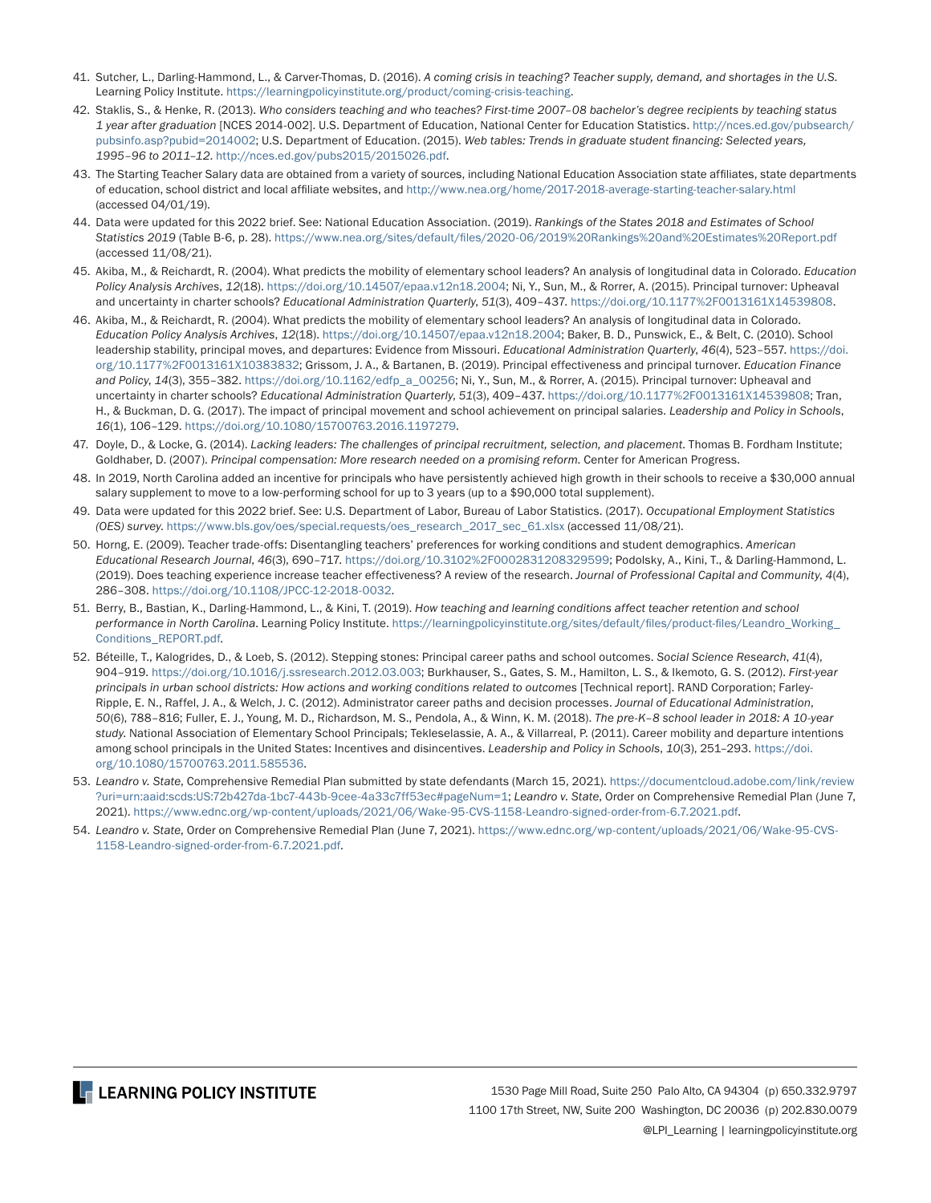41. Sutcher, L., Darling-Hammond, L., & Carver-Thomas, D. (2016). *A coming crisis in teaching? Teacher supply, demand, and shortages in the U.S.* Learning Policy Institute. https://learningpolicyinstitute.org/product/coming-crisis-teaching.

42. Staklis, S., & Henke, R. (2013). *Who considers teaching and who teaches? First-time 2007–08 bachelor's degree recipients by teaching status 1 year after graduation* [NCES 2014-002]. U.S. Department of Education, National Center for Education Statistics. http://nces.ed.gov/pubsearch/pubsinfo.asp?pubid=2014002; U.S. Department of Education. (2015). *Web tables: Trends in graduate student financing: Selected years, 1995–96 to 2011–12*. http://nces.ed.gov/pubs2015/2015026.pdf.

43. The Starting Teacher Salary data are obtained from a variety of sources, including National Education Association state affiliates, state departments of education, school district and local affiliate websites, and http://www.nea.org/home/2017-2018-average-starting-teacher-salary.html (accessed 04/01/19).

44. Data were updated for this 2022 brief. See: National Education Association. (2019). *Rankings of the States 2018 and Estimates of School Statistics 2019* (Table B-6, p. 28). https://www.nea.org/sites/default/files/2020-06/2019%20Rankings%20and%20Estimates%20Report.pdf (accessed 11/08/21).

45. Akiba, M., & Reichardt, R. (2004). What predicts the mobility of elementary school leaders? An analysis of longitudinal data in Colorado. *Education Policy Analysis Archives*, *12*(18). https://doi.org/10.14507/epaa.v12n18.2004; Ni, Y., Sun, M., & Rorrer, A. (2015). Principal turnover: Upheaval and uncertainty in charter schools? *Educational Administration Quarterly*, *51*(3), 409–437. https://doi.org/10.1177%2F0013161X14539808.

46. Akiba, M., & Reichardt, R. (2004). What predicts the mobility of elementary school leaders? An analysis of longitudinal data in Colorado. *Education Policy Analysis Archives*, *12*(18). https://doi.org/10.14507/epaa.v12n18.2004; Baker, B. D., Punswick, E., & Belt, C. (2010). School leadership stability, principal moves, and departures: Evidence from Missouri. *Educational Administration Quarterly*, *46*(4), 523–557. https://doi.org/10.1177%2F0013161X10383832; Grissom, J. A., & Bartanen, B. (2019). Principal effectiveness and principal turnover. *Education Finance and Policy*, *14*(3), 355–382. https://doi.org/10.1162/edfp_a_00256; Ni, Y., Sun, M., & Rorrer, A. (2015). Principal turnover: Upheaval and uncertainty in charter schools? *Educational Administration Quarterly*, *51*(3), 409–437. https://doi.org/10.1177%2F0013161X14539808; Tran, H., & Buckman, D. G. (2017). The impact of principal movement and school achievement on principal salaries. *Leadership and Policy in Schools*, *16*(1), 106–129. https://doi.org/10.1080/15700763.2016.1197279.

47. Doyle, D., & Locke, G. (2014). *Lacking leaders: The challenges of principal recruitment, selection, and placement*. Thomas B. Fordham Institute; Goldhaber, D. (2007). *Principal compensation: More research needed on a promising reform*. Center for American Progress.

48. In 2019, North Carolina added an incentive for principals who have persistently achieved high growth in their schools to receive a $30,000 annual salary supplement to move to a low-performing school for up to 3 years (up to a $90,000 total supplement).

49. Data were updated for this 2022 brief. See: U.S. Department of Labor, Bureau of Labor Statistics. (2017). *Occupational Employment Statistics (OES) survey*. https://www.bls.gov/oes/special.requests/oes_research_2017_sec_61.xlsx (accessed 11/08/21).

50. Horng, E. (2009). Teacher trade-offs: Disentangling teachers' preferences for working conditions and student demographics. *American Educational Research Journal*, *46*(3), 690–717. https://doi.org/10.3102%2F0002831208329599; Podolsky, A., Kini, T., & Darling-Hammond, L. (2019). Does teaching experience increase teacher effectiveness? A review of the research. *Journal of Professional Capital and Community*, *4*(4), 286–308. https://doi.org/10.1108/JPCC-12-2018-0032.

51. Berry, B., Bastian, K., Darling-Hammond, L., & Kini, T. (2019). *How teaching and learning conditions affect teacher retention and school performance in North Carolina*. Learning Policy Institute. https://learningpolicyinstitute.org/sites/default/files/product-files/Leandro_Working_Conditions_REPORT.pdf.

52. Béteille, T., Kalogrides, D., & Loeb, S. (2012). Stepping stones: Principal career paths and school outcomes. *Social Science Research*, *41*(4), 904–919. https://doi.org/10.1016/j.ssresearch.2012.03.003; Burkhauser, S., Gates, S. M., Hamilton, L. S., & Ikemoto, G. S. (2012). *First-year principals in urban school districts: How actions and working conditions related to outcomes* [Technical report]. RAND Corporation; Farley-Ripple, E. N., Raffel, J. A., & Welch, J. C. (2012). Administrator career paths and decision processes. *Journal of Educational Administration*, *50*(6), 788–816; Fuller, E. J., Young, M. D., Richardson, M. S., Pendola, A., & Winn, K. M. (2018). *The pre-K–8 school leader in 2018: A 10-year study.* National Association of Elementary School Principals; Tekleselassie, A. A., & Villarreal, P. (2011). Career mobility and departure intentions among school principals in the United States: Incentives and disincentives. *Leadership and Policy in Schools*, *10*(3), 251–293. https://doi.org/10.1080/15700763.2011.585536.

53. *Leandro v. State*, Comprehensive Remedial Plan submitted by state defendants (March 15, 2021). https://documentcloud.adobe.com/link/review?uri=urn:aaid:scds:US:72b427da-1bc7-443b-9cee-4a33c7ff53ec#pageNum=1; *Leandro v. State*, Order on Comprehensive Remedial Plan (June 7, 2021). https://www.ednc.org/wp-content/uploads/2021/06/Wake-95-CVS-1158-Leandro-signed-order-from-6.7.2021.pdf.

54. *Leandro v. State*, Order on Comprehensive Remedial Plan (June 7, 2021). https://www.ednc.org/wp-content/uploads/2021/06/Wake-95-CVS-1158-Leandro-signed-order-from-6.7.2021.pdf.

LEARNING POLICY INSTITUTE

1530 Page Mill Road, Suite 250 Palo Alto, CA 94304 (p) 650.332.9797
1100 17th Street, NW, Suite 200 Washington, DC 20036 (p) 202.830.0079
@LPI_Learning | learningpolicyinstitute.org